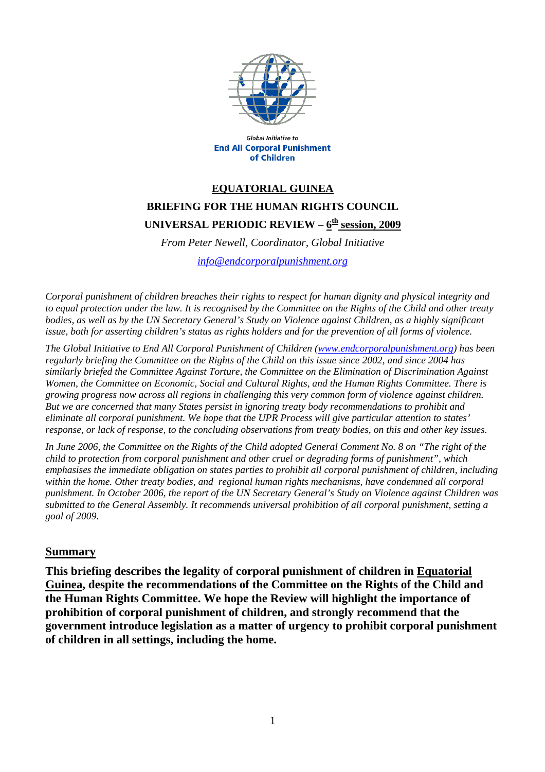Global Initiative to
**End All Corporal Punishment of Children**

# EQUATORIAL GUINEA

## BRIEFING FOR THE HUMAN RIGHTS COUNCIL

## UNIVERSAL PERIODIC REVIEW – 6th session, 2009

*From Peter Newell, Coordinator, Global Initiative*

*info@endcorporalpunishment.org*

*Corporal punishment of children breaches their rights to respect for human dignity and physical integrity and to equal protection under the law. It is recognised by the Committee on the Rights of the Child and other treaty bodies, as well as by the UN Secretary General's Study on Violence against Children, as a highly significant issue, both for asserting children's status as rights holders and for the prevention of all forms of violence.*

*The Global Initiative to End All Corporal Punishment of Children (www.endcorporalpunishment.org) has been regularly briefing the Committee on the Rights of the Child on this issue since 2002, and since 2004 has similarly briefed the Committee Against Torture, the Committee on the Elimination of Discrimination Against Women, the Committee on Economic, Social and Cultural Rights, and the Human Rights Committee. There is growing progress now across all regions in challenging this very common form of violence against children. But we are concerned that many States persist in ignoring treaty body recommendations to prohibit and eliminate all corporal punishment. We hope that the UPR Process will give particular attention to states' response, or lack of response, to the concluding observations from treaty bodies, on this and other key issues.*

*In June 2006, the Committee on the Rights of the Child adopted General Comment No. 8 on "The right of the child to protection from corporal punishment and other cruel or degrading forms of punishment", which emphasises the immediate obligation on states parties to prohibit all corporal punishment of children, including within the home. Other treaty bodies, and regional human rights mechanisms, have condemned all corporal punishment. In October 2006, the report of the UN Secretary General's Study on Violence against Children was submitted to the General Assembly. It recommends universal prohibition of all corporal punishment, setting a goal of 2009.*

## Summary

**This briefing describes the legality of corporal punishment of children in Equatorial Guinea, despite the recommendations of the Committee on the Rights of the Child and the Human Rights Committee. We hope the Review will highlight the importance of prohibition of corporal punishment of children, and strongly recommend that the government introduce legislation as a matter of urgency to prohibit corporal punishment of children in all settings, including the home.**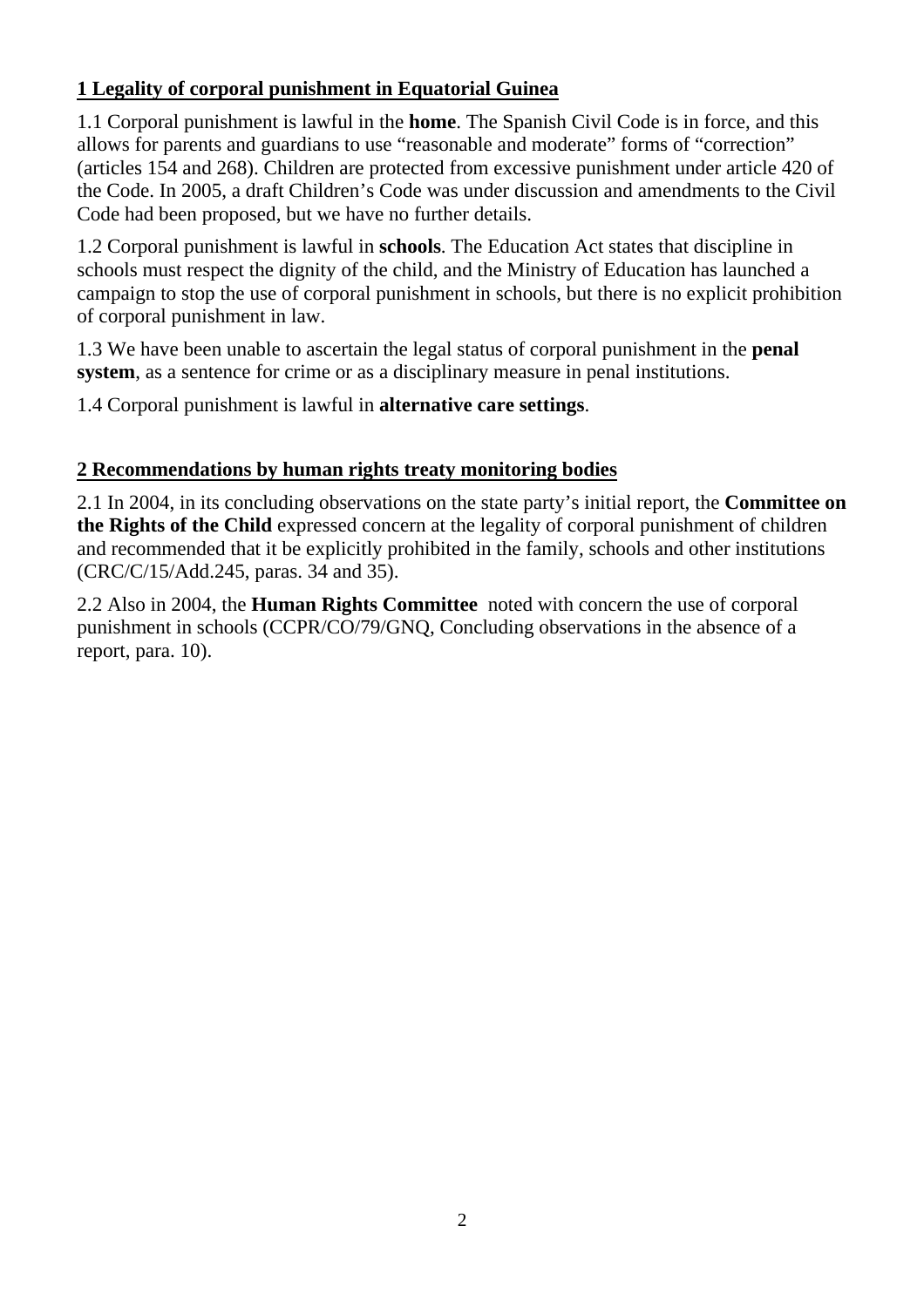## 1 Legality of corporal punishment in Equatorial Guinea

1.1 Corporal punishment is lawful in the **home**. The Spanish Civil Code is in force, and this allows for parents and guardians to use "reasonable and moderate" forms of "correction" (articles 154 and 268). Children are protected from excessive punishment under article 420 of the Code. In 2005, a draft Children's Code was under discussion and amendments to the Civil Code had been proposed, but we have no further details.

1.2 Corporal punishment is lawful in **schools**. The Education Act states that discipline in schools must respect the dignity of the child, and the Ministry of Education has launched a campaign to stop the use of corporal punishment in schools, but there is no explicit prohibition of corporal punishment in law.

1.3 We have been unable to ascertain the legal status of corporal punishment in the **penal system**, as a sentence for crime or as a disciplinary measure in penal institutions.

1.4 Corporal punishment is lawful in **alternative care settings**.

## 2 Recommendations by human rights treaty monitoring bodies

2.1 In 2004, in its concluding observations on the state party's initial report, the **Committee on the Rights of the Child** expressed concern at the legality of corporal punishment of children and recommended that it be explicitly prohibited in the family, schools and other institutions (CRC/C/15/Add.245, paras. 34 and 35).

2.2 Also in 2004, the **Human Rights Committee** noted with concern the use of corporal punishment in schools (CCPR/CO/79/GNQ, Concluding observations in the absence of a report, para. 10).